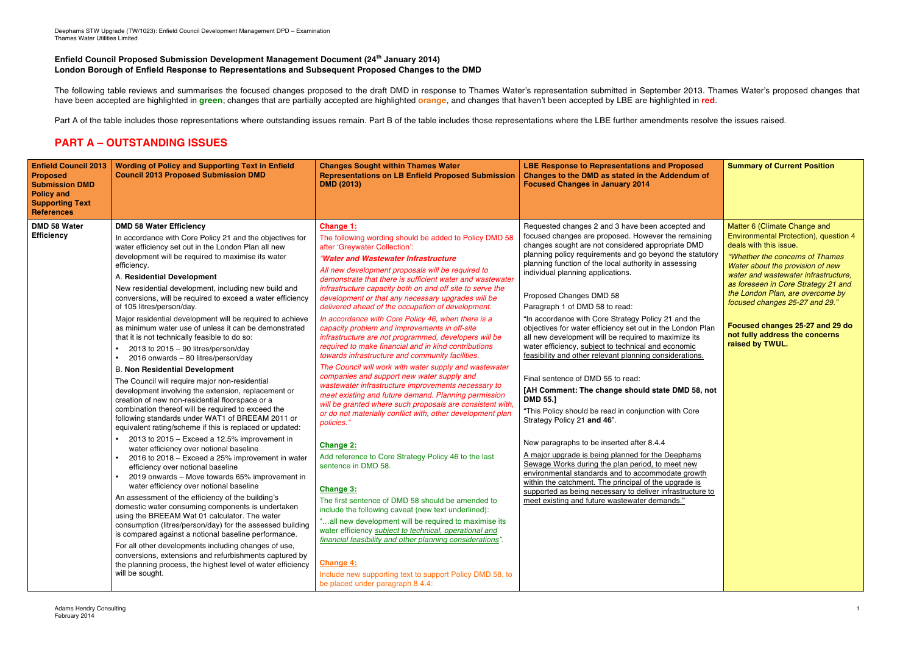**Enfield Council Proposed Submission Development Management Document (24th January 2014)**
**London Borough of Enfield Response to Representations and Subsequent Proposed Changes to the DMD**

The following table reviews and summarises the focused changes proposed to the draft DMD in response to Thames Water's representation submitted in September 2013. Thames Water's proposed changes that have been accepted are highlighted in **green**; changes that are partially accepted are highlighted **orange**, and changes that haven't been accepted by LBE are highlighted in **red**.

Part A of the table includes those representations where outstanding issues remain. Part B of the table includes those representations where the LBE further amendments resolve the issues raised.

## PART A – OUTSTANDING ISSUES

| Enfield Council 2013 Proposed Submission DMD Policy and Supporting Text References | Wording of Policy and Supporting Text in Enfield Council 2013 Proposed Submission DMD | Changes Sought within Thames Water Representations on LB Enfield Proposed Submission DMD (2013) | LBE Response to Representations and Proposed Changes to the DMD as stated in the Addendum of Focused Changes in January 2014 | Summary of Current Position |
|---|---|---|---|---|
| **DMD 58 Water Efficiency** | **DMD 58 Water Efficiency**<br><br>In accordance with Core Policy 21 and the objectives for water efficiency set out in the London Plan all new development will be required to maximise its water efficiency.<br><br>A. **Residential Development**<br><br>New residential development, including new build and conversions, will be required to exceed a water efficiency of 105 litres/person/day.<br><br>Major residential development will be required to achieve as minimum water use of unless it can be demonstrated that it is not technically feasible to do so:<br>• 2013 to 2015 – 90 litres/person/day<br>• 2016 onwards – 80 litres/person/day<br><br>B. **Non Residential Development**<br><br>The Council will require major non-residential development involving the extension, replacement or creation of new non-residential floorspace or a combination thereof will be required to exceed the following standards under WAT1 of BREEAM 2011 or equivalent rating/scheme if this is replaced or updated:<br>• 2013 to 2015 – Exceed a 12.5% improvement in water efficiency over notional baseline<br>• 2016 to 2018 – Exceed a 25% improvement in water efficiency over notional baseline<br>• 2019 onwards – Move towards 65% improvement in water efficiency over notional baseline<br><br>An assessment of the efficiency of the building's domestic water consuming components is undertaken using the BREEAM Wat 01 calculator. The water consumption (litres/person/day) for the assessed building is compared against a notional baseline performance.<br><br>For all other developments including changes of use, conversions, extensions and refurbishments captured by the planning process, the highest level of water efficiency will be sought. | **Change 1:**<br><br>The following wording should be added to Policy DMD 58 after 'Greywater Collection':<br><br>*"**Water and Wastewater Infrastructure***<br><br>*All new development proposals will be required to demonstrate that there is sufficient water and wastewater infrastructure capacity both on and off site to serve the development or that any necessary upgrades will be delivered ahead of the occupation of development.*<br><br>*In accordance with Core Policy 46, when there is a capacity problem and improvements in off-site infrastructure are not programmed, developers will be required to make financial and in kind contributions towards infrastructure and community facilities.*<br><br>*The Council will work with water supply and wastewater companies and support new water supply and wastewater infrastructure improvements necessary to meet existing and future demand. Planning permission will be granted where such proposals are consistent with, or do not materially conflict with, other development plan policies."*<br><br>**Change 2:**<br><br>Add reference to Core Strategy Policy 46 to the last sentence in DMD 58.<br><br>**Change 3:**<br><br>The first sentence of DMD 58 should be amended to include the following caveat (new text underlined):<br><br>"…all new development will be required to maximise its water efficiency *subject to technical, operational and financial feasibility and other planning considerations*".<br><br>**Change 4:**<br><br>Include new supporting text to support Policy DMD 58, to be placed under paragraph 8.4.4: | Requested changes 2 and 3 have been accepted and focused changes are proposed. However the remaining changes sought are not considered appropriate DMD planning policy requirements and go beyond the statutory planning function of the local authority in assessing individual planning applications.<br><br>Proposed Changes DMD 58<br>Paragraph 1 of DMD 58 to read:<br><br>"In accordance with Core Strategy Policy 21 and the objectives for water efficiency set out in the London Plan all new development will be required to maximize its water efficiency, subject to technical and economic feasibility and other relevant planning considerations.<br><br>Final sentence of DMD 55 to read:<br><br>**[AH Comment: The change should state DMD 58, not DMD 55.]**<br><br>"This Policy should be read in conjunction with Core Strategy Policy 21 **and 46**".<br><br>New paragraphs to be inserted after 8.4.4<br><br>A major upgrade is being planned for the Deephams Sewage Works during the plan period, to meet new environmental standards and to accommodate growth within the catchment. The principal of the upgrade is supported as being necessary to deliver infrastructure to meet existing and future wastewater demands." | Matter 6 (Climate Change and Environmental Protection), question 4 deals with this issue.<br><br>*"Whether the concerns of Thames Water about the provision of new water and wastewater infrastructure, as foreseen in Core Strategy 21 and the London Plan, are overcome by focused changes 25-27 and 29."*<br><br>**Focused changes 25-27 and 29 do not fully address the concerns raised by TWUL.** |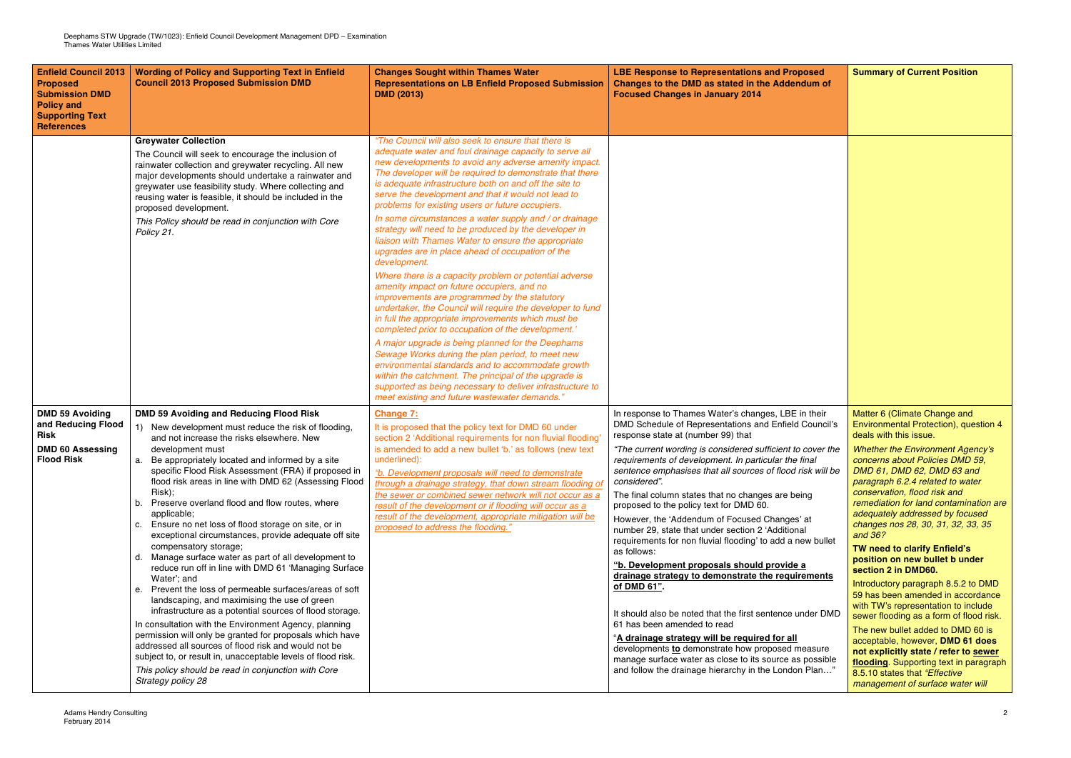| Enfield Council 2013 Proposed Submission DMD Policy and Supporting Text References | Wording of Policy and Supporting Text in Enfield Council 2013 Proposed Submission DMD | Changes Sought within Thames Water Representations on LB Enfield Proposed Submission DMD (2013) | LBE Response to Representations and Proposed Changes to the DMD as stated in the Addendum of Focused Changes in January 2014 | Summary of Current Position |
|---|---|---|---|---|
| | **Greywater Collection**<br>The Council will seek to encourage the inclusion of rainwater collection and greywater recycling. All new major developments should undertake a rainwater and greywater use feasibility study. Where collecting and reusing water is feasible, it should be included in the proposed development.<br>*This Policy should be read in conjunction with Core Policy 21.* | *"The Council will also seek to ensure that there is adequate water and foul drainage capacity to serve all new developments to avoid any adverse amenity impact. The developer will be required to demonstrate that there is adequate infrastructure both on and off the site to serve the development and that it would not lead to problems for existing users or future occupiers.*<br>*In some circumstances a water supply and / or drainage strategy will need to be produced by the developer in liaison with Thames Water to ensure the appropriate upgrades are in place ahead of occupation of the development.*<br>*Where there is a capacity problem or potential adverse amenity impact on future occupiers, and no improvements are programmed by the statutory undertaker, the Council will require the developer to fund in full the appropriate improvements which must be completed prior to occupation of the development.'*<br>*A major upgrade is being planned for the Deephams Sewage Works during the plan period, to meet new environmental standards and to accommodate growth within the catchment. The principal of the upgrade is supported as being necessary to deliver infrastructure to meet existing and future wastewater demands."* | | |
| **DMD 59 Avoiding and Reducing Flood Risk**<br>**DMD 60 Assessing Flood Risk** | **DMD 59 Avoiding and Reducing Flood Risk**<br>1) New development must reduce the risk of flooding, and not increase the risks elsewhere. New development must<br>a. Be appropriately located and informed by a site specific Flood Risk Assessment (FRA) if proposed in flood risk areas in line with DMD 62 (Assessing Flood Risk);<br>b. Preserve overland flood and flow routes, where applicable;<br>c. Ensure no net loss of flood storage on site, or in exceptional circumstances, provide adequate off site compensatory storage;<br>d. Manage surface water as part of all development to reduce run off in line with DMD 61 'Managing Surface Water'; and<br>e. Prevent the loss of permeable surfaces/areas of soft landscaping, and maximising the use of green infrastructure as a potential sources of flood storage.<br>In consultation with the Environment Agency, planning permission will only be granted for proposals which have addressed all sources of flood risk and would not be subject to, or result in, unacceptable levels of flood risk.<br>*This policy should be read in conjunction with Core Strategy policy 28* | **Change 7:**<br>It is proposed that the policy text for DMD 60 under section 2 'Additional requirements for non fluvial flooding' is amended to add a new bullet 'b.' as follows (new text underlined):<br>*"b. Development proposals will need to demonstrate through a drainage strategy, that down stream flooding of the sewer or combined sewer network will not occur as a result of the development or if flooding will occur as a result of the development, appropriate mitigation will be proposed to address the flooding."* | In response to Thames Water's changes, LBE in their DMD Schedule of Representations and Enfield Council's response state at (number 99) that<br>*"The current wording is considered sufficient to cover the requirements of development. In particular the final sentence emphasises that all sources of flood risk will be considered".*<br>The final column states that no changes are being proposed to the policy text for DMD 60.<br>However, the 'Addendum of Focused Changes' at number 29, state that under section 2 'Additional requirements for non fluvial flooding' to add a new bullet as follows:<br>**"b. Development proposals should provide a drainage strategy to demonstrate the requirements of DMD 61".**<br>It should also be noted that the first sentence under DMD 61 has been amended to read<br>"**A drainage strategy will be required for all** developments **to** demonstrate how proposed measure manage surface water as close to its source as possible and follow the drainage hierarchy in the London Plan…" | Matter 6 (Climate Change and Environmental Protection), question 4 deals with this issue.<br>*Whether the Environment Agency's concerns about Policies DMD 59, DMD 61, DMD 62, DMD 63 and paragraph 6.2.4 related to water conservation, flood risk and remediation for land contamination are adequately addressed by focused changes nos 28, 30, 31, 32, 33, 35 and 36?*<br>**TW need to clarify Enfield's position on new bullet b under section 2 in DMD60.**<br>Introductory paragraph 8.5.2 to DMD 59 has been amended in accordance with TW's representation to include sewer flooding as a form of flood risk.<br>The new bullet added to DMD 60 is acceptable, however, **DMD 61 does not explicitly state / refer to sewer flooding**. Supporting text in paragraph 8.5.10 states that *"Effective management of surface water will* |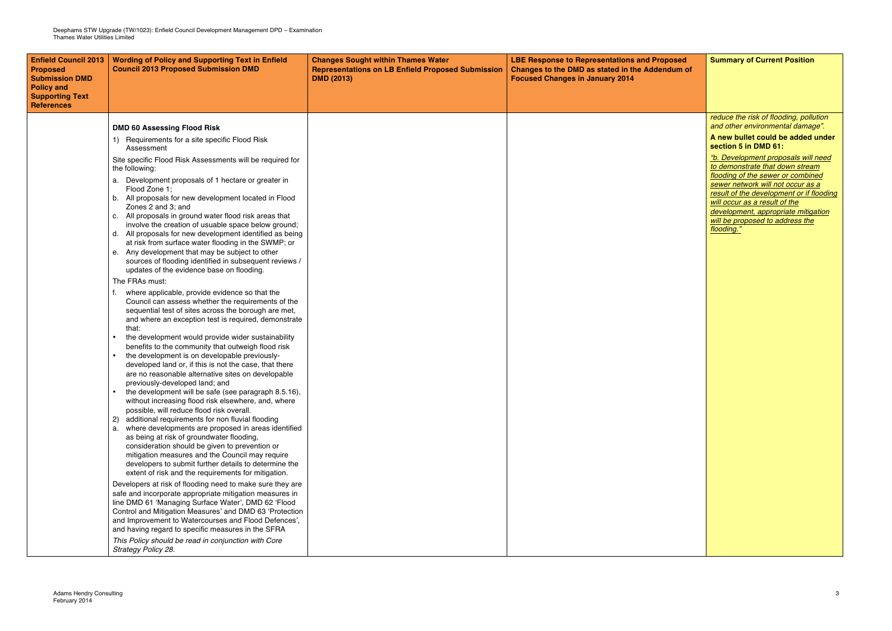| Enfield Council 2013 Proposed Submission DMD Policy and Supporting Text References | Wording of Policy and Supporting Text in Enfield Council 2013 Proposed Submission DMD | Changes Sought within Thames Water Representations on LB Enfield Proposed Submission DMD (2013) | LBE Response to Representations and Proposed Changes to the DMD as stated in the Addendum of Focused Changes in January 2014 | Summary of Current Position |
|---|---|---|---|---|
| | **DMD 60 Assessing Flood Risk**<br>1) Requirements for a site specific Flood Risk Assessment<br>Site specific Flood Risk Assessments will be required for the following:<br>a. Development proposals of 1 hectare or greater in Flood Zone 1;<br>b. All proposals for new development located in Flood Zones 2 and 3; and<br>c. All proposals in ground water flood risk areas that involve the creation of usuable space below ground;<br>d. All proposals for new development identified as being at risk from surface water flooding in the SWMP; or<br>e. Any development that may be subject to other sources of flooding identified in subsequent reviews / updates of the evidence base on flooding.<br>The FRAs must:<br>f. where applicable, provide evidence so that the Council can assess whether the requirements of the sequential test of sites across the borough are met, and where an exception test is required, demonstrate that:<br>• the development would provide wider sustainability benefits to the community that outweigh flood risk<br>• the development is on developable previously-developed land or, if this is not the case, that there are no reasonable alternative sites on developable previously-developed land; and<br>• the development will be safe (see paragraph 8.5.16), without increasing flood risk elsewhere, and, where possible, will reduce flood risk overall.<br>2) additional requirements for non fluvial flooding<br>a. where developments are proposed in areas identified as being at risk of groundwater flooding, consideration should be given to prevention or mitigation measures and the Council may require developers to submit further details to determine the extent of risk and the requirements for mitigation.<br>Developers at risk of flooding need to make sure they are safe and incorporate appropriate mitigation measures in line DMD 61 'Managing Surface Water', DMD 62 'Flood Control and Mitigation Measures' and DMD 63 'Protection and Improvement to Watercourses and Flood Defences', and having regard to specific measures in the SFRA<br>*This Policy should be read in conjunction with Core Strategy Policy 28.* | | | *reduce the risk of flooding, pollution and other environmental damage".*<br>**A new bullet could be added under section 5 in DMD 61:**<br>*"b. Development proposals will need to demonstrate that down stream flooding of the sewer or combined sewer network will not occur as a result of the development or if flooding will occur as a result of the development, appropriate mitigation will be proposed to address the flooding."* |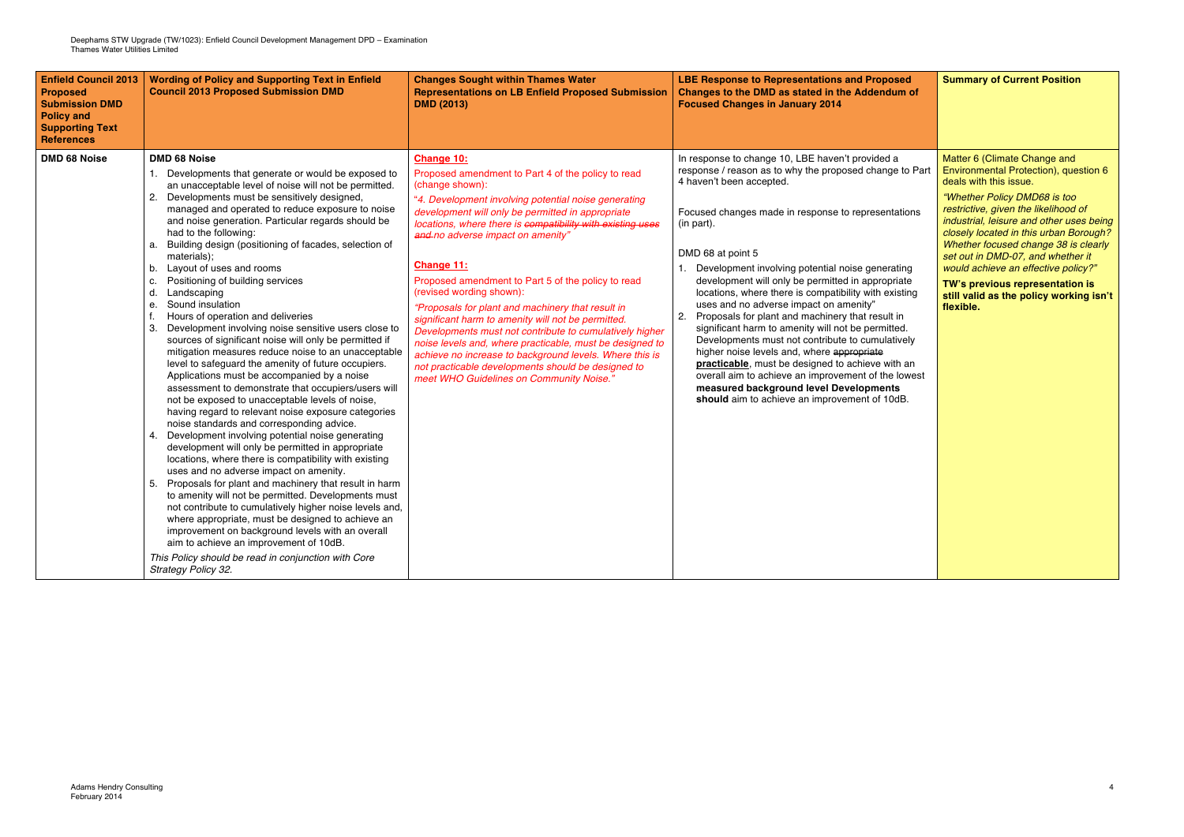| Enfield Council 2013 Proposed Submission DMD Policy and Supporting Text References | Wording of Policy and Supporting Text in Enfield Council 2013 Proposed Submission DMD | Changes Sought within Thames Water Representations on LB Enfield Proposed Submission DMD (2013) | LBE Response to Representations and Proposed Changes to the DMD as stated in the Addendum of Focused Changes in January 2014 | Summary of Current Position |
|---|---|---|---|---|
| **DMD 68 Noise** | **DMD 68 Noise**<br>1. Developments that generate or would be exposed to an unacceptable level of noise will not be permitted.<br>2. Developments must be sensitively designed, managed and operated to reduce exposure to noise and noise generation. Particular regards should be had to the following:<br>a. Building design (positioning of facades, selection of materials);<br>b. Layout of uses and rooms<br>c. Positioning of building services<br>d. Landscaping<br>e. Sound insulation<br>f. Hours of operation and deliveries<br>3. Development involving noise sensitive users close to sources of significant noise will only be permitted if mitigation measures reduce noise to an unacceptable level to safeguard the amenity of future occupiers. Applications must be accompanied by a noise assessment to demonstrate that occupiers/users will not be exposed to unacceptable levels of noise, having regard to relevant noise exposure categories noise standards and corresponding advice.<br>4. Development involving potential noise generating development will only be permitted in appropriate locations, where there is compatibility with existing uses and no adverse impact on amenity.<br>5. Proposals for plant and machinery that result in harm to amenity will not be permitted. Developments must not contribute to cumulatively higher noise levels and, where appropriate, must be designed to achieve an improvement on background levels with an overall aim to achieve an improvement of 10dB.<br>*This Policy should be read in conjunction with Core Strategy Policy 32.* | **Change 10:**<br>Proposed amendment to Part 4 of the policy to read (change shown):<br>*"4. Development involving potential noise generating development will only be permitted in appropriate locations, where there is ~~compatibility with existing uses and~~ no adverse impact on amenity"*<br><br>**Change 11:**<br>Proposed amendment to Part 5 of the policy to read (revised wording shown):<br>*"Proposals for plant and machinery that result in significant harm to amenity will not be permitted. Developments must not contribute to cumulatively higher noise levels and, where practicable, must be designed to achieve no increase to background levels. Where this is not practicable developments should be designed to meet WHO Guidelines on Community Noise."* | In response to change 10, LBE haven't provided a response / reason as to why the proposed change to Part 4 haven't been accepted.<br><br>Focused changes made in response to representations (in part).<br><br>DMD 68 at point 5<br>1. Development involving potential noise generating development will only be permitted in appropriate locations, where there is compatibility with existing uses and no adverse impact on amenity"<br>2. Proposals for plant and machinery that result in significant harm to amenity will not be permitted. Developments must not contribute to cumulatively higher noise levels and, where ~~appropriate~~ **practicable**, must be designed to achieve with an overall aim to achieve an improvement of the lowest **measured background level Developments should** aim to achieve an improvement of 10dB. | Matter 6 (Climate Change and Environmental Protection), question 6 deals with this issue.<br>*"Whether Policy DMD68 is too restrictive, given the likelihood of industrial, leisure and other uses being closely located in this urban Borough? Whether focused change 38 is clearly set out in DMD-07, and whether it would achieve an effective policy?"*<br>**TW's previous representation is still valid as the policy working isn't flexible.** |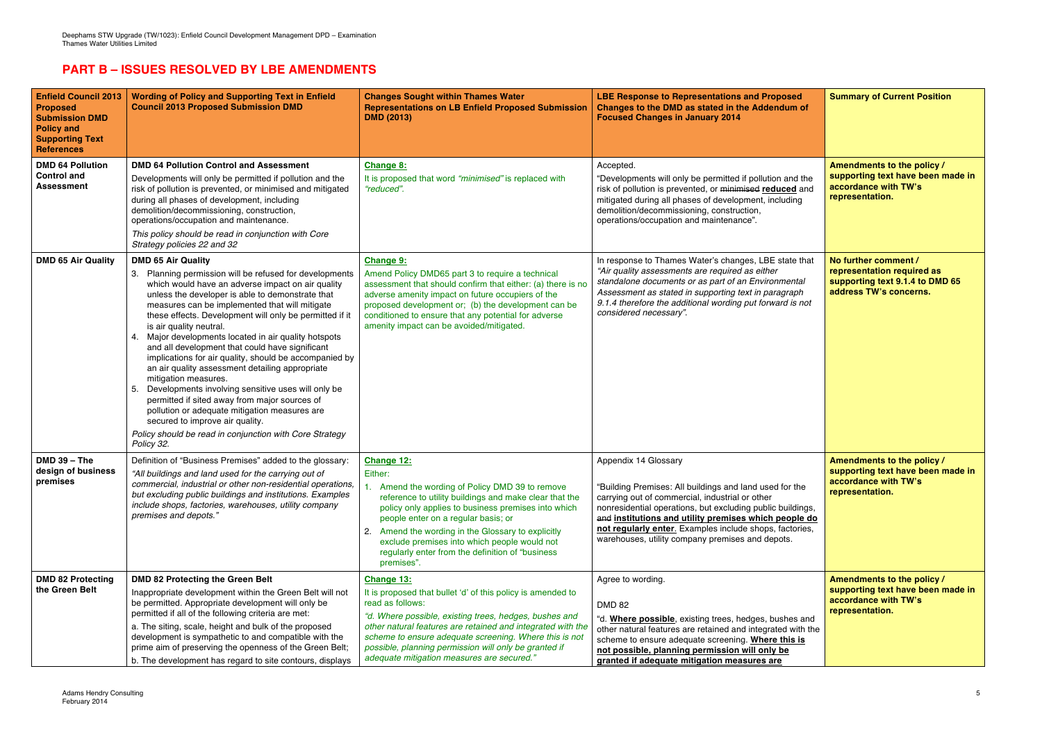## PART B – ISSUES RESOLVED BY LBE AMENDMENTS

| Enfield Council 2013 Proposed Submission DMD Policy and Supporting Text References | Wording of Policy and Supporting Text in Enfield Council 2013 Proposed Submission DMD | Changes Sought within Thames Water Representations on LB Enfield Proposed Submission DMD (2013) | LBE Response to Representations and Proposed Changes to the DMD as stated in the Addendum of Focused Changes in January 2014 | Summary of Current Position |
|---|---|---|---|---|
| **DMD 64 Pollution Control and Assessment** | **DMD 64 Pollution Control and Assessment**<br>Developments will only be permitted if pollution and the risk of pollution is prevented, or minimised and mitigated during all phases of development, including demolition/decommissioning, construction, operations/occupation and maintenance.<br>*This policy should be read in conjunction with Core Strategy policies 22 and 32* | **Change 8:**<br>It is proposed that word *"minimised"* is replaced with *"reduced"*. | Accepted.<br>"Developments will only be permitted if pollution and the risk of pollution is prevented, or ~~minimised~~ **reduced** and mitigated during all phases of development, including demolition/decommissioning, construction, operations/occupation and maintenance". | **Amendments to the policy / supporting text have been made in accordance with TW's representation.** |
| **DMD 65 Air Quality** | **DMD 65 Air Quality**<br>3. Planning permission will be refused for developments which would have an adverse impact on air quality unless the developer is able to demonstrate that measures can be implemented that will mitigate these effects. Development will only be permitted if it is air quality neutral.<br>4. Major developments located in air quality hotspots and all development that could have significant implications for air quality, should be accompanied by an air quality assessment detailing appropriate mitigation measures.<br>5. Developments involving sensitive uses will only be permitted if sited away from major sources of pollution or adequate mitigation measures are secured to improve air quality.<br>*Policy should be read in conjunction with Core Strategy Policy 32.* | **Change 9:**<br>Amend Policy DMD65 part 3 to require a technical assessment that should confirm that either: (a) there is no adverse amenity impact on future occupiers of the proposed development or; (b) the development can be conditioned to ensure that any potential for adverse amenity impact can be avoided/mitigated. | In response to Thames Water's changes, LBE state that *"Air quality assessments are required as either standalone documents or as part of an Environmental Assessment as stated in supporting text in paragraph 9.1.4 therefore the additional wording put forward is not considered necessary".* | **No further comment / representation required as supporting text 9.1.4 to DMD 65 address TW's concerns.** |
| **DMD 39 – The design of business premises** | Definition of "Business Premises" added to the glossary:<br>*"All buildings and land used for the carrying out of commercial, industrial or other non-residential operations, but excluding public buildings and institutions. Examples include shops, factories, warehouses, utility company premises and depots."* | **Change 12:**<br>Either:<br>1. Amend the wording of Policy DMD 39 to remove reference to utility buildings and make clear that the policy only applies to business premises into which people enter on a regular basis; or<br>2. Amend the wording in the Glossary to explicitly exclude premises into which people would not regularly enter from the definition of "business premises". | Appendix 14 Glossary<br><br>"Building Premises: All buildings and land used for the carrying out of commercial, industrial or other nonresidential operations, but excluding public buildings, ~~and~~ **institutions and utility premises which people do not regularly enter**. Examples include shops, factories, warehouses, utility company premises and depots. | **Amendments to the policy / supporting text have been made in accordance with TW's representation.** |
| **DMD 82 Protecting the Green Belt** | **DMD 82 Protecting the Green Belt**<br>Inappropriate development within the Green Belt will not be permitted. Appropriate development will only be permitted if all of the following criteria are met:<br>a. The siting, scale, height and bulk of the proposed development is sympathetic to and compatible with the prime aim of preserving the openness of the Green Belt;<br>b. The development has regard to site contours, displays | **Change 13:**<br>It is proposed that bullet 'd' of this policy is amended to read as follows:<br>*"d. Where possible, existing trees, hedges, bushes and other natural features are retained and integrated with the scheme to ensure adequate screening. Where this is not possible, planning permission will only be granted if adequate mitigation measures are secured."* | Agree to wording.<br><br>DMD 82<br><br>"d. **Where possible**, existing trees, hedges, bushes and other natural features are retained and integrated with the scheme to ensure adequate screening. **Where this is not possible, planning permission will only be granted if adequate mitigation measures are** | **Amendments to the policy / supporting text have been made in accordance with TW's representation.** |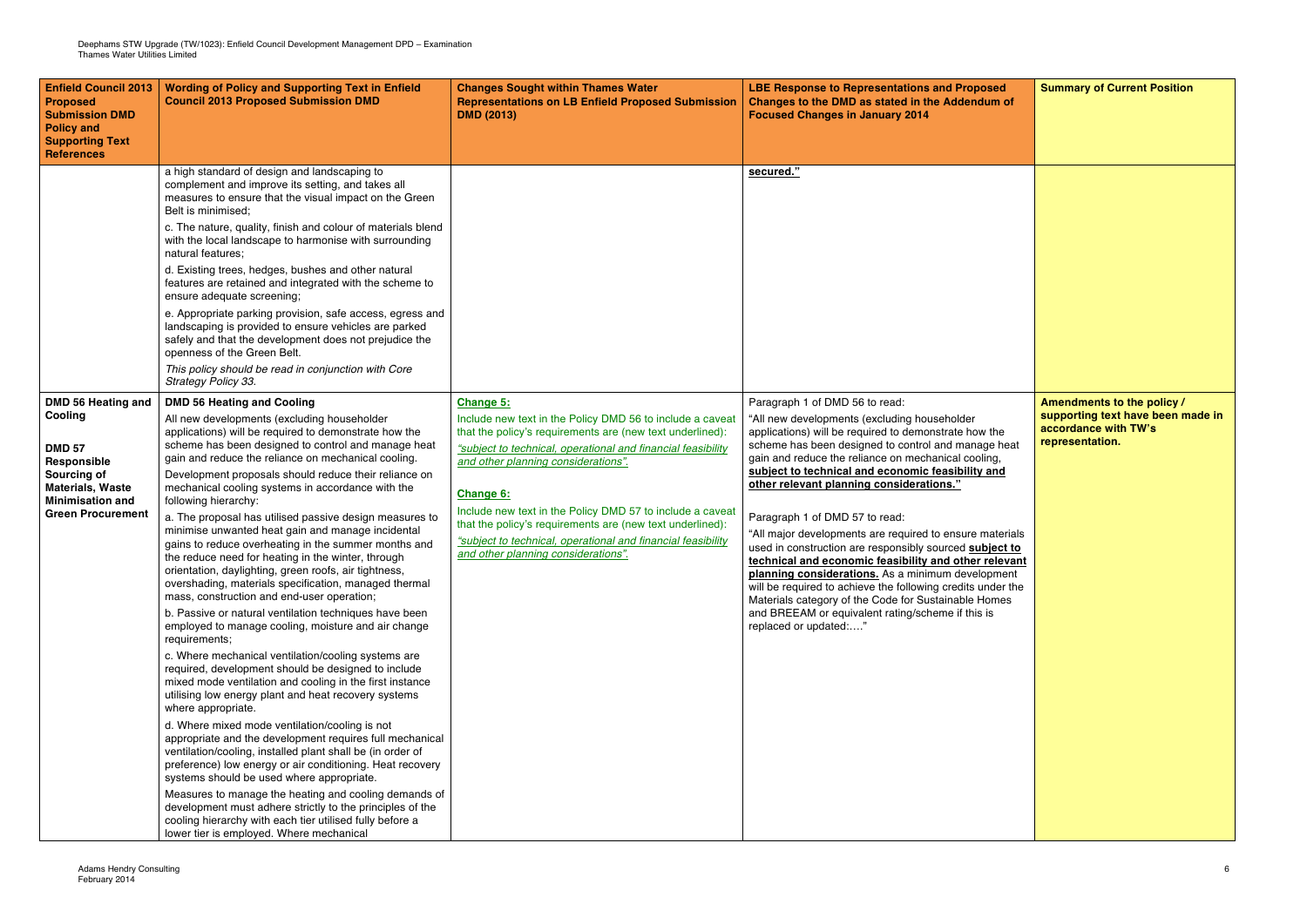| Enfield Council 2013 Proposed Submission DMD Policy and Supporting Text References | Wording of Policy and Supporting Text in Enfield Council 2013 Proposed Submission DMD | Changes Sought within Thames Water Representations on LB Enfield Proposed Submission DMD (2013) | LBE Response to Representations and Proposed Changes to the DMD as stated in the Addendum of Focused Changes in January 2014 | Summary of Current Position |
|---|---|---|---|---|
| | a high standard of design and landscaping to complement and improve its setting, and takes all measures to ensure that the visual impact on the Green Belt is minimised;<br><br>c. The nature, quality, finish and colour of materials blend with the local landscape to harmonise with surrounding natural features;<br><br>d. Existing trees, hedges, bushes and other natural features are retained and integrated with the scheme to ensure adequate screening;<br><br>e. Appropriate parking provision, safe access, egress and landscaping is provided to ensure vehicles are parked safely and that the development does not prejudice the openness of the Green Belt.<br><br>*This policy should be read in conjunction with Core Strategy Policy 33.* | | **secured."** | |
| **DMD 56 Heating and Cooling**<br><br>**DMD 57 Responsible Sourcing of Materials, Waste Minimisation and Green Procurement** | **DMD 56 Heating and Cooling**<br><br>All new developments (excluding householder applications) will be required to demonstrate how the scheme has been designed to control and manage heat gain and reduce the reliance on mechanical cooling.<br><br>Development proposals should reduce their reliance on mechanical cooling systems in accordance with the following hierarchy:<br><br>a. The proposal has utilised passive design measures to minimise unwanted heat gain and manage incidental gains to reduce overheating in the summer months and the reduce need for heating in the winter, through orientation, daylighting, green roofs, air tightness, overshading, materials specification, managed thermal mass, construction and end-user operation;<br><br>b. Passive or natural ventilation techniques have been employed to manage cooling, moisture and air change requirements;<br><br>c. Where mechanical ventilation/cooling systems are required, development should be designed to include mixed mode ventilation and cooling in the first instance utilising low energy plant and heat recovery systems where appropriate.<br><br>d. Where mixed mode ventilation/cooling is not appropriate and the development requires full mechanical ventilation/cooling, installed plant shall be (in order of preference) low energy or air conditioning. Heat recovery systems should be used where appropriate.<br><br>Measures to manage the heating and cooling demands of development must adhere strictly to the principles of the cooling hierarchy with each tier utilised fully before a lower tier is employed. Where mechanical | **Change 5:**<br>Include new text in the Policy DMD 56 to include a caveat that the policy's requirements are (new text underlined):<br>*"subject to technical, operational and financial feasibility and other planning considerations".*<br><br>**Change 6:**<br>Include new text in the Policy DMD 57 to include a caveat that the policy's requirements are (new text underlined):<br>*"subject to technical, operational and financial feasibility and other planning considerations".* | Paragraph 1 of DMD 56 to read:<br>"All new developments (excluding householder applications) will be required to demonstrate how the scheme has been designed to control and manage heat gain and reduce the reliance on mechanical cooling, **subject to technical and economic feasibility and other relevant planning considerations."**<br><br>Paragraph 1 of DMD 57 to read:<br>"All major developments are required to ensure materials used in construction are responsibly sourced **subject to technical and economic feasibility and other relevant planning considerations.** As a minimum development will be required to achieve the following credits under the Materials category of the Code for Sustainable Homes and BREEAM or equivalent rating/scheme if this is replaced or updated:…." | **Amendments to the policy / supporting text have been made in accordance with TW's representation.** |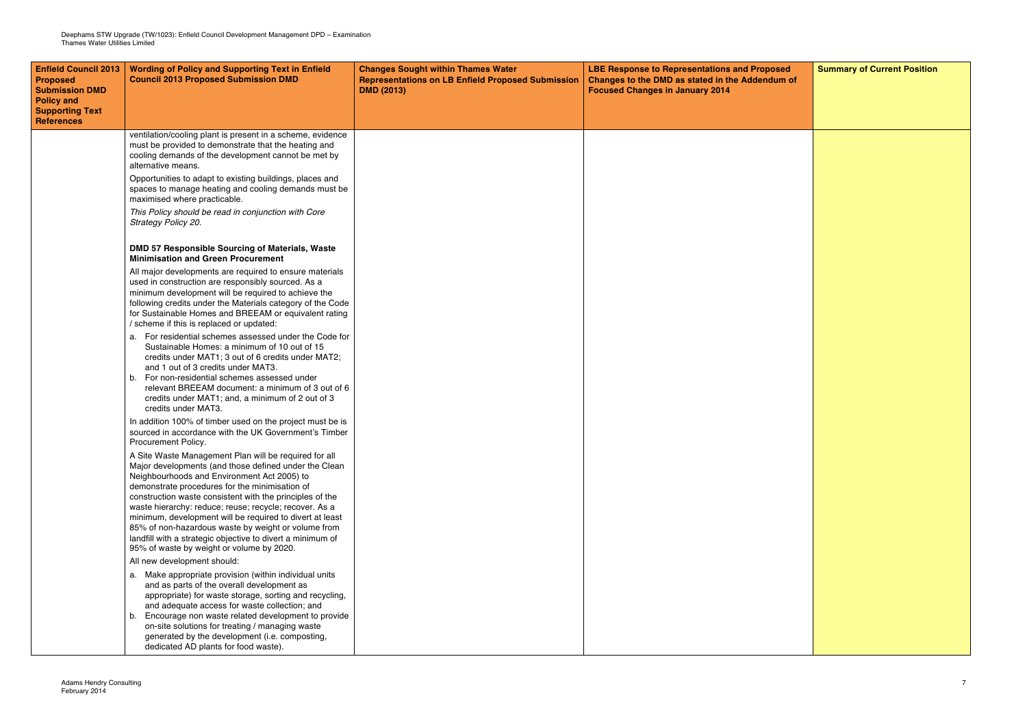| Enfield Council 2013 Proposed Submission DMD Policy and Supporting Text References | Wording of Policy and Supporting Text in Enfield Council 2013 Proposed Submission DMD | Changes Sought within Thames Water Representations on LB Enfield Proposed Submission DMD (2013) | LBE Response to Representations and Proposed Changes to the DMD as stated in the Addendum of Focused Changes in January 2014 | Summary of Current Position |
|---|---|---|---|---|
| | ventilation/cooling plant is present in a scheme, evidence must be provided to demonstrate that the heating and cooling demands of the development cannot be met by alternative means.<br><br>Opportunities to adapt to existing buildings, places and spaces to manage heating and cooling demands must be maximised where practicable.<br><br>*This Policy should be read in conjunction with Core Strategy Policy 20.*<br><br>**DMD 57 Responsible Sourcing of Materials, Waste Minimisation and Green Procurement**<br><br>All major developments are required to ensure materials used in construction are responsibly sourced. As a minimum development will be required to achieve the following credits under the Materials category of the Code for Sustainable Homes and BREEAM or equivalent rating / scheme if this is replaced or updated:<br><br>a. For residential schemes assessed under the Code for Sustainable Homes: a minimum of 10 out of 15 credits under MAT1; 3 out of 6 credits under MAT2; and 1 out of 3 credits under MAT3.<br>b. For non-residential schemes assessed under relevant BREEAM document: a minimum of 3 out of 6 credits under MAT1; and, a minimum of 2 out of 3 credits under MAT3.<br><br>In addition 100% of timber used on the project must be is sourced in accordance with the UK Government's Timber Procurement Policy.<br><br>A Site Waste Management Plan will be required for all Major developments (and those defined under the Clean Neighbourhoods and Environment Act 2005) to demonstrate procedures for the minimisation of construction waste consistent with the principles of the waste hierarchy: reduce; reuse; recycle; recover. As a minimum, development will be required to divert at least 85% of non-hazardous waste by weight or volume from landfill with a strategic objective to divert a minimum of 95% of waste by weight or volume by 2020.<br><br>All new development should:<br><br>a. Make appropriate provision (within individual units and as parts of the overall development as appropriate) for waste storage, sorting and recycling, and adequate access for waste collection; and<br>b. Encourage non waste related development to provide on-site solutions for treating / managing waste generated by the development (i.e. composting, dedicated AD plants for food waste). | | | |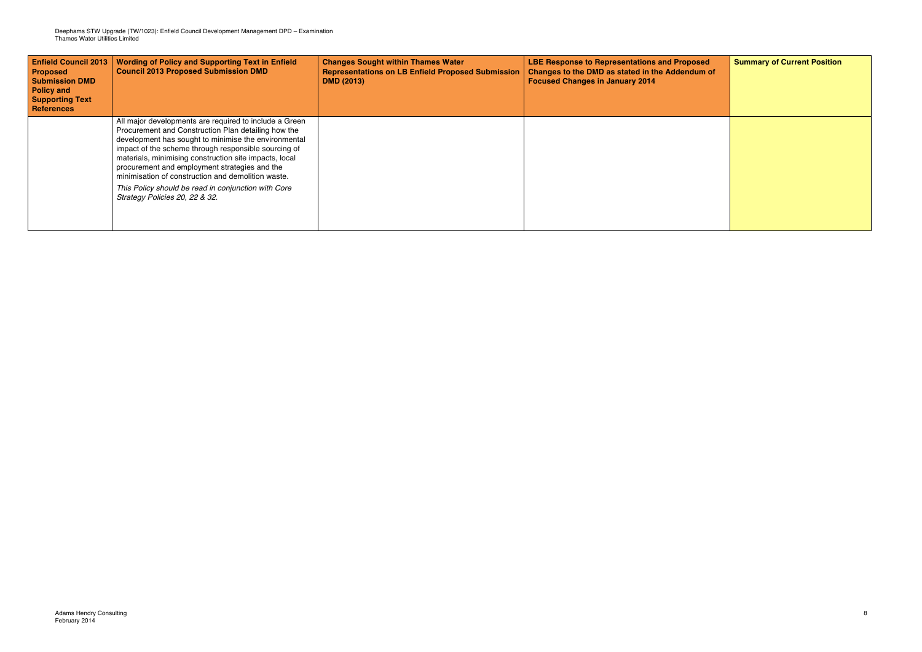| **Enfield Council 2013 Proposed Submission DMD Policy and Supporting Text References** | **Wording of Policy and Supporting Text in Enfield Council 2013 Proposed Submission DMD** | **Changes Sought within Thames Water Representations on LB Enfield Proposed Submission DMD (2013)** | **LBE Response to Representations and Proposed Changes to the DMD as stated in the Addendum of Focused Changes in January 2014** | **Summary of Current Position** |
|---|---|---|---|---|
| | All major developments are required to include a Green Procurement and Construction Plan detailing how the development has sought to minimise the environmental impact of the scheme through responsible sourcing of materials, minimising construction site impacts, local procurement and employment strategies and the minimisation of construction and demolition waste.<br><br>*This Policy should be read in conjunction with Core Strategy Policies 20, 22 & 32.* | | | |